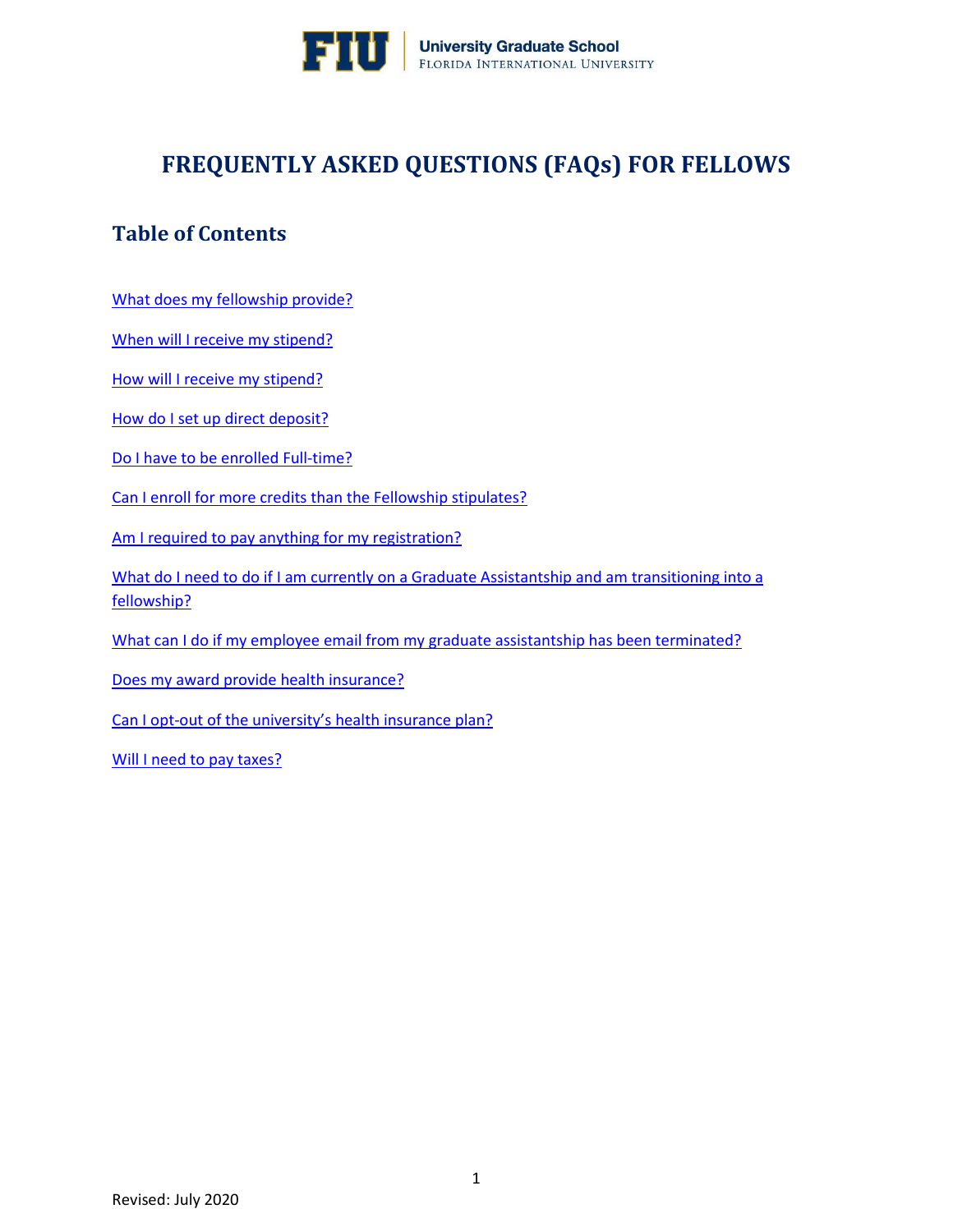# FREQUENTLY ASKED QUESTIONS (FAQs) FOR FELLOWS

## Table of Contents

What does my fellowship provide?

When will I receive my stipend?

How will I receive my stipend?

How do I set up direct deposit?

Do I have to be enrolled Full-time?

Can I enroll for more credits than the Fellowship stipulates?

Am I required to pay anything for my registration?

What do I need to do if I am currently on a Graduate Assistantship and am transitioning into a fellowship?

What can I do if my employee email from my graduate assistantship has been terminated?

Does my award provide health insurance?

Can I opt-out of the university's health insurance plan?

Will I need to pay taxes?

Revised: July 2020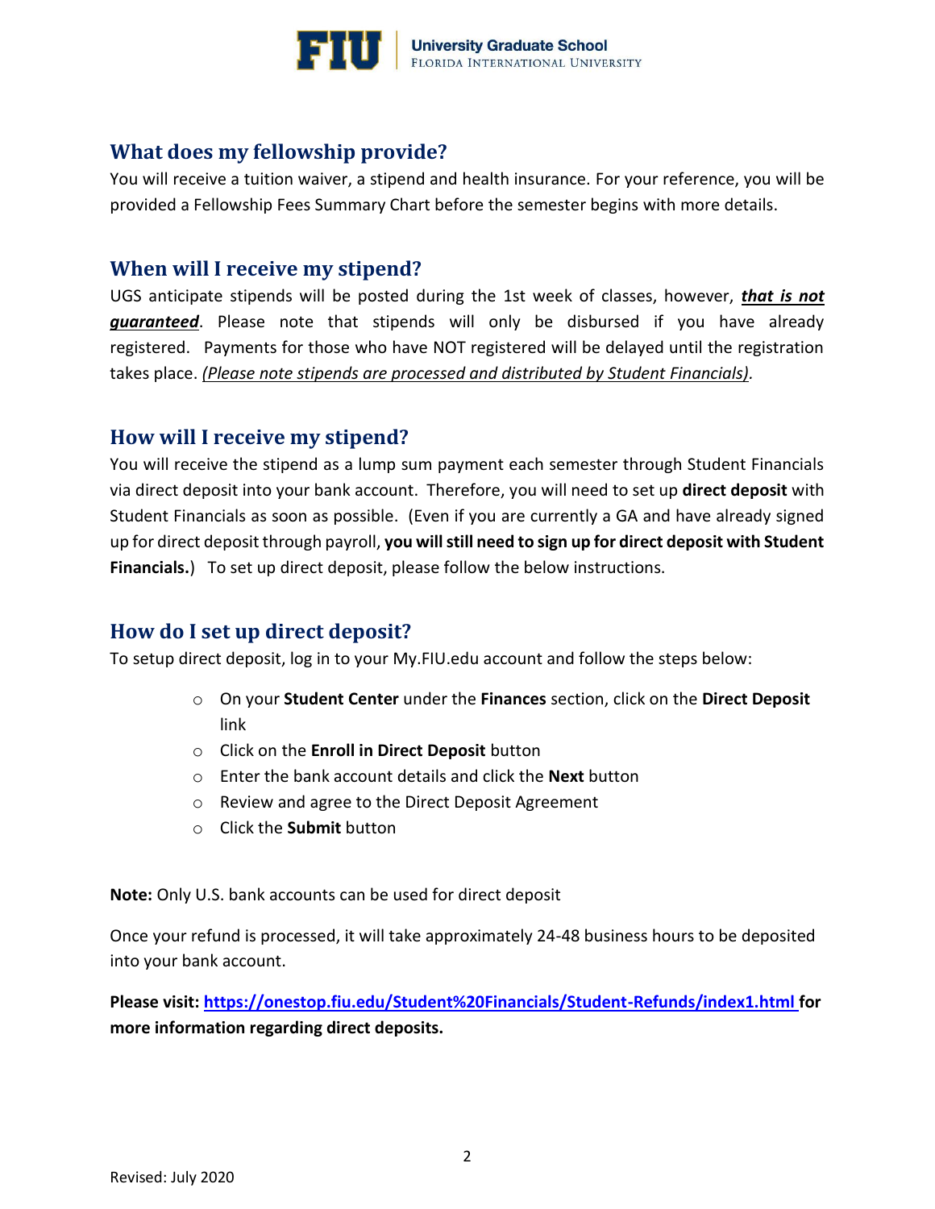## What does my fellowship provide?

You will receive a tuition waiver, a stipend and health insurance. For your reference, you will be provided a Fellowship Fees Summary Chart before the semester begins with more details.

## When will I receive my stipend?

UGS anticipate stipends will be posted during the 1st week of classes, however, ***that is not guaranteed***. Please note that stipends will only be disbursed if you have already registered. Payments for those who have NOT registered will be delayed until the registration takes place. *(Please note stipends are processed and distributed by Student Financials).*

## How will I receive my stipend?

You will receive the stipend as a lump sum payment each semester through Student Financials via direct deposit into your bank account. Therefore, you will need to set up **direct deposit** with Student Financials as soon as possible. (Even if you are currently a GA and have already signed up for direct deposit through payroll, **you will still need to sign up for direct deposit with Student Financials.**) To set up direct deposit, please follow the below instructions.

## How do I set up direct deposit?

To setup direct deposit, log in to your My.FIU.edu account and follow the steps below:

- On your **Student Center** under the **Finances** section, click on the **Direct Deposit** link
- Click on the **Enroll in Direct Deposit** button
- Enter the bank account details and click the **Next** button
- Review and agree to the Direct Deposit Agreement
- Click the **Submit** button

**Note:** Only U.S. bank accounts can be used for direct deposit

Once your refund is processed, it will take approximately 24-48 business hours to be deposited into your bank account.

**Please visit: https://onestop.fiu.edu/Student%20Financials/Student-Refunds/index1.html for more information regarding direct deposits.**

Revised: July 2020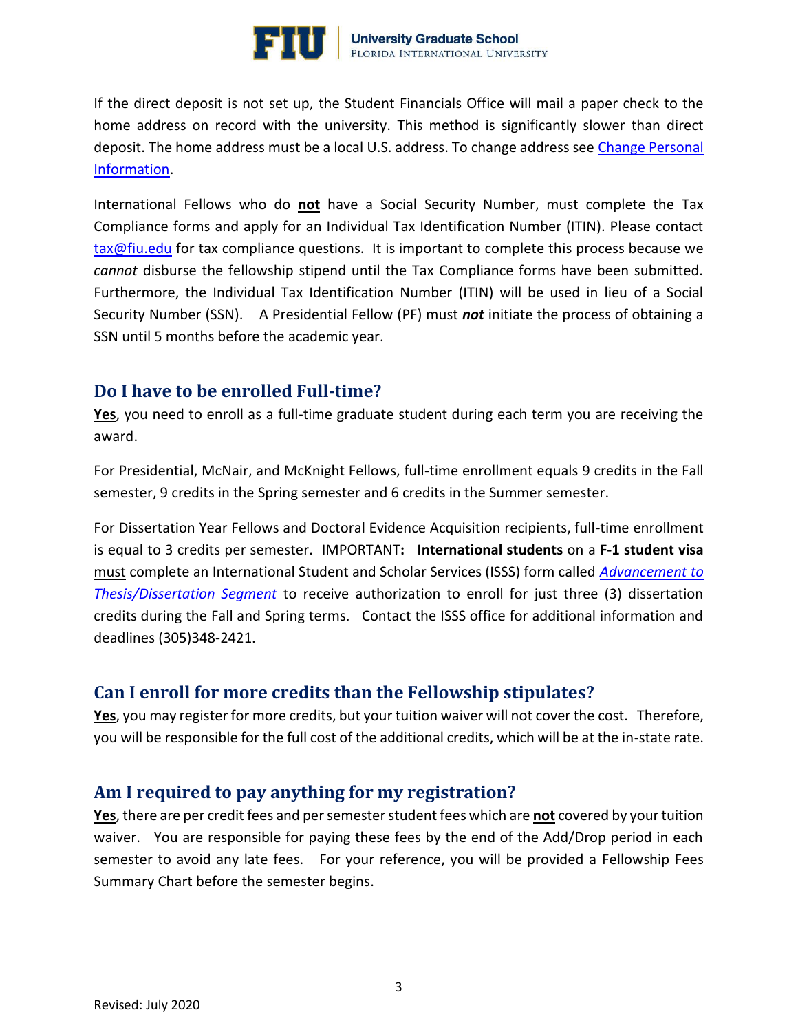If the direct deposit is not set up, the Student Financials Office will mail a paper check to the home address on record with the university. This method is significantly slower than direct deposit. The home address must be a local U.S. address. To change address see [Change Personal Information](Change Personal Information).

International Fellows who do **not** have a Social Security Number, must complete the Tax Compliance forms and apply for an Individual Tax Identification Number (ITIN). Please contact tax@fiu.edu for tax compliance questions. It is important to complete this process because we *cannot* disburse the fellowship stipend until the Tax Compliance forms have been submitted. Furthermore, the Individual Tax Identification Number (ITIN) will be used in lieu of a Social Security Number (SSN). A Presidential Fellow (PF) must ***not*** initiate the process of obtaining a SSN until 5 months before the academic year.

## Do I have to be enrolled Full-time?

**Yes**, you need to enroll as a full-time graduate student during each term you are receiving the award.

For Presidential, McNair, and McKnight Fellows, full-time enrollment equals 9 credits in the Fall semester, 9 credits in the Spring semester and 6 credits in the Summer semester.

For Dissertation Year Fellows and Doctoral Evidence Acquisition recipients, full-time enrollment is equal to 3 credits per semester. IMPORTANT**:** **International students** on a **F-1 student visa** must complete an International Student and Scholar Services (ISSS) form called *Advancement to Thesis/Dissertation Segment* to receive authorization to enroll for just three (3) dissertation credits during the Fall and Spring terms. Contact the ISSS office for additional information and deadlines (305)348-2421.

## Can I enroll for more credits than the Fellowship stipulates?

**Yes**, you may register for more credits, but your tuition waiver will not cover the cost. Therefore, you will be responsible for the full cost of the additional credits, which will be at the in-state rate.

## Am I required to pay anything for my registration?

**Yes**, there are per credit fees and per semester student fees which are **not** covered by your tuition waiver. You are responsible for paying these fees by the end of the Add/Drop period in each semester to avoid any late fees. For your reference, you will be provided a Fellowship Fees Summary Chart before the semester begins.

Revised: July 2020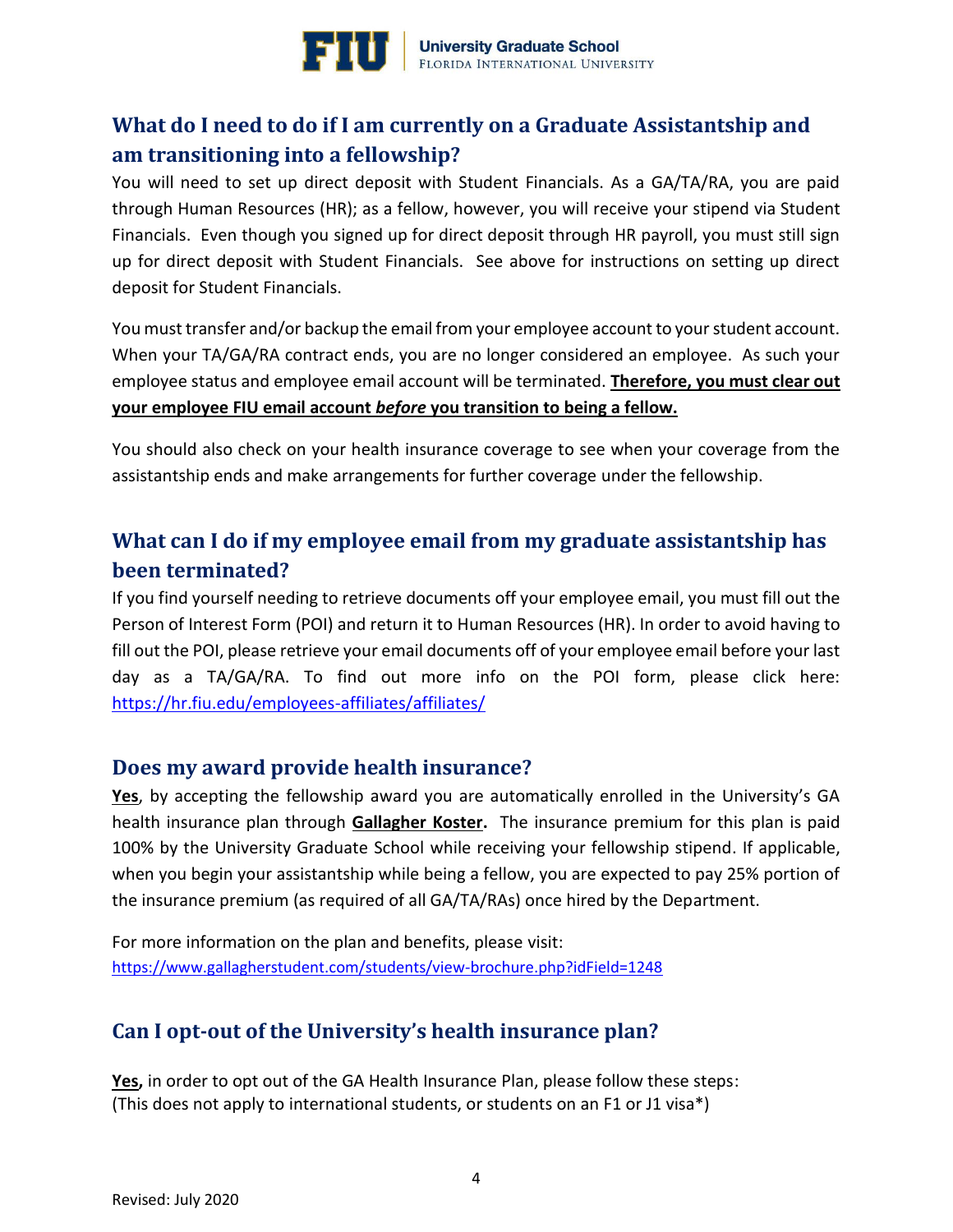## What do I need to do if I am currently on a Graduate Assistantship and am transitioning into a fellowship?

You will need to set up direct deposit with Student Financials. As a GA/TA/RA, you are paid through Human Resources (HR); as a fellow, however, you will receive your stipend via Student Financials. Even though you signed up for direct deposit through HR payroll, you must still sign up for direct deposit with Student Financials. See above for instructions on setting up direct deposit for Student Financials.

You must transfer and/or backup the email from your employee account to your student account. When your TA/GA/RA contract ends, you are no longer considered an employee. As such your employee status and employee email account will be terminated. **Therefore, you must clear out your employee FIU email account *before* you transition to being a fellow.**

You should also check on your health insurance coverage to see when your coverage from the assistantship ends and make arrangements for further coverage under the fellowship.

## What can I do if my employee email from my graduate assistantship has been terminated?

If you find yourself needing to retrieve documents off your employee email, you must fill out the Person of Interest Form (POI) and return it to Human Resources (HR). In order to avoid having to fill out the POI, please retrieve your email documents off of your employee email before your last day as a TA/GA/RA. To find out more info on the POI form, please click here: https://hr.fiu.edu/employees-affiliates/affiliates/

## Does my award provide health insurance?

**Yes**, by accepting the fellowship award you are automatically enrolled in the University's GA health insurance plan through **Gallagher Koster.** The insurance premium for this plan is paid 100% by the University Graduate School while receiving your fellowship stipend. If applicable, when you begin your assistantship while being a fellow, you are expected to pay 25% portion of the insurance premium (as required of all GA/TA/RAs) once hired by the Department.

For more information on the plan and benefits, please visit:
https://www.gallagherstudent.com/students/view-brochure.php?idField=1248

## Can I opt-out of the University's health insurance plan?

**Yes,** in order to opt out of the GA Health Insurance Plan, please follow these steps: (This does not apply to international students, or students on an F1 or J1 visa*)

Revised: July 2020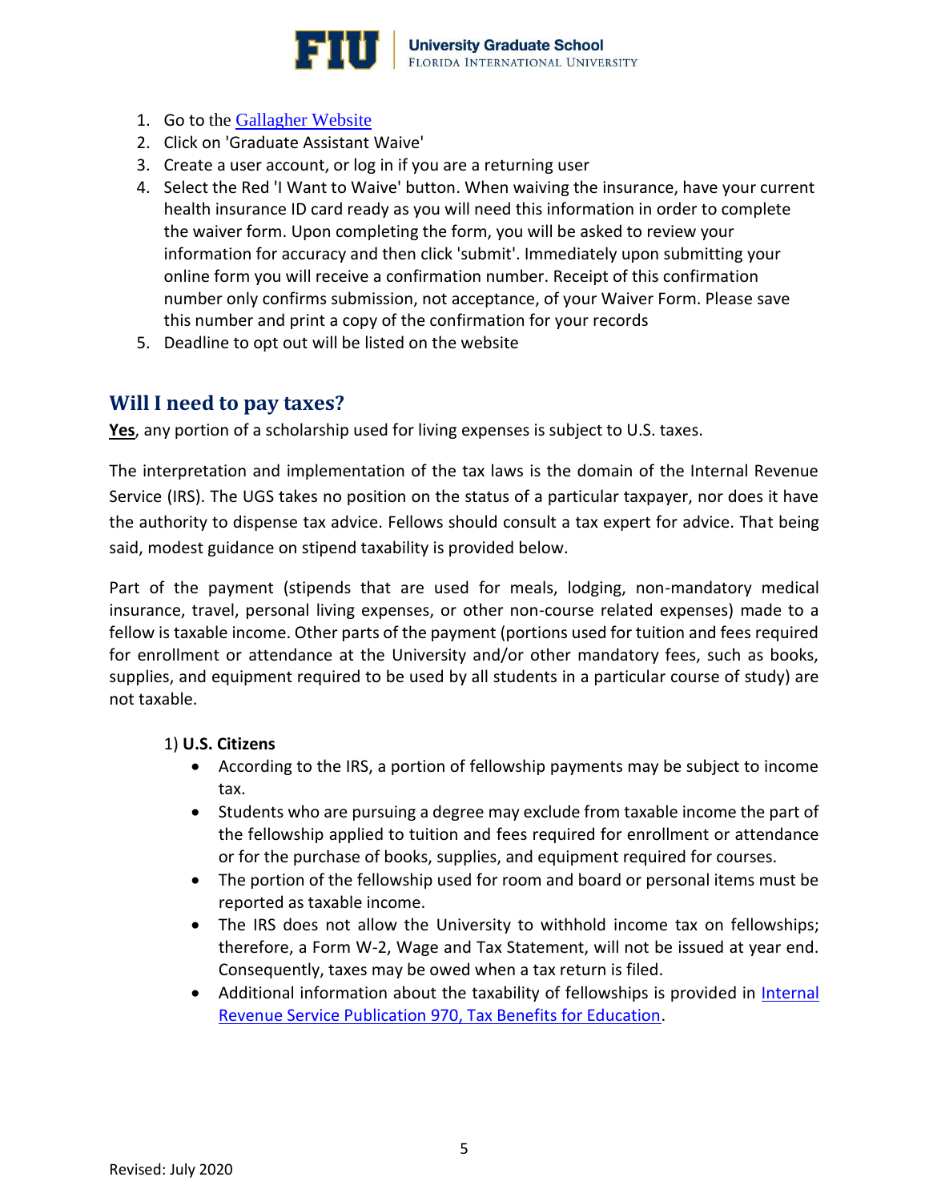1. Go to the [Gallagher Website]
2. Click on 'Graduate Assistant Waive'
3. Create a user account, or log in if you are a returning user
4. Select the Red 'I Want to Waive' button. When waiving the insurance, have your current health insurance ID card ready as you will need this information in order to complete the waiver form. Upon completing the form, you will be asked to review your information for accuracy and then click 'submit'. Immediately upon submitting your online form you will receive a confirmation number. Receipt of this confirmation number only confirms submission, not acceptance, of your Waiver Form. Please save this number and print a copy of the confirmation for your records
5. Deadline to opt out will be listed on the website

## Will I need to pay taxes?

**Yes**, any portion of a scholarship used for living expenses is subject to U.S. taxes.

The interpretation and implementation of the tax laws is the domain of the Internal Revenue Service (IRS). The UGS takes no position on the status of a particular taxpayer, nor does it have the authority to dispense tax advice. Fellows should consult a tax expert for advice. That being said, modest guidance on stipend taxability is provided below.

Part of the payment (stipends that are used for meals, lodging, non-mandatory medical insurance, travel, personal living expenses, or other non-course related expenses) made to a fellow is taxable income. Other parts of the payment (portions used for tuition and fees required for enrollment or attendance at the University and/or other mandatory fees, such as books, supplies, and equipment required to be used by all students in a particular course of study) are not taxable.

1) **U.S. Citizens**

- According to the IRS, a portion of fellowship payments may be subject to income tax.
- Students who are pursuing a degree may exclude from taxable income the part of the fellowship applied to tuition and fees required for enrollment or attendance or for the purchase of books, supplies, and equipment required for courses.
- The portion of the fellowship used for room and board or personal items must be reported as taxable income.
- The IRS does not allow the University to withhold income tax on fellowships; therefore, a Form W-2, Wage and Tax Statement, will not be issued at year end. Consequently, taxes may be owed when a tax return is filed.
- Additional information about the taxability of fellowships is provided in [Internal Revenue Service Publication 970, Tax Benefits for Education].

Revised: July 2020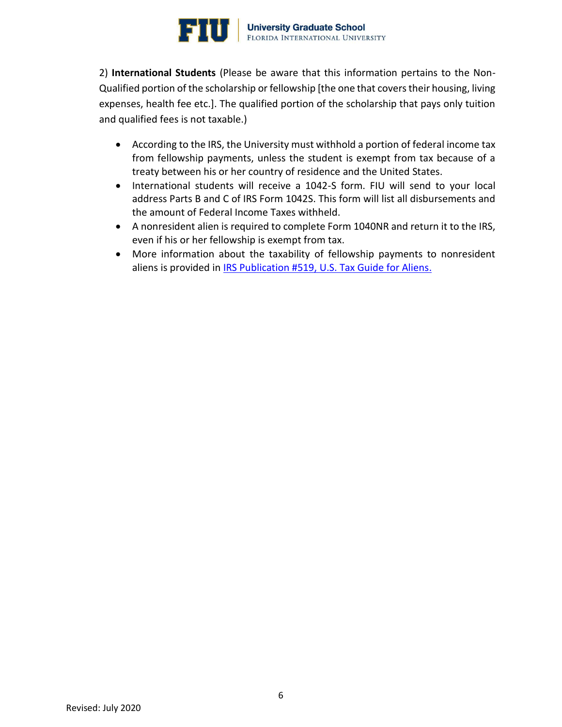2) **International Students** (Please be aware that this information pertains to the Non-Qualified portion of the scholarship or fellowship [the one that covers their housing, living expenses, health fee etc.]. The qualified portion of the scholarship that pays only tuition and qualified fees is not taxable.)

- According to the IRS, the University must withhold a portion of federal income tax from fellowship payments, unless the student is exempt from tax because of a treaty between his or her country of residence and the United States.
- International students will receive a 1042-S form. FIU will send to your local address Parts B and C of IRS Form 1042S. This form will list all disbursements and the amount of Federal Income Taxes withheld.
- A nonresident alien is required to complete Form 1040NR and return it to the IRS, even if his or her fellowship is exempt from tax.
- More information about the taxability of fellowship payments to nonresident aliens is provided in IRS Publication #519, U.S. Tax Guide for Aliens.

Revised: July 2020